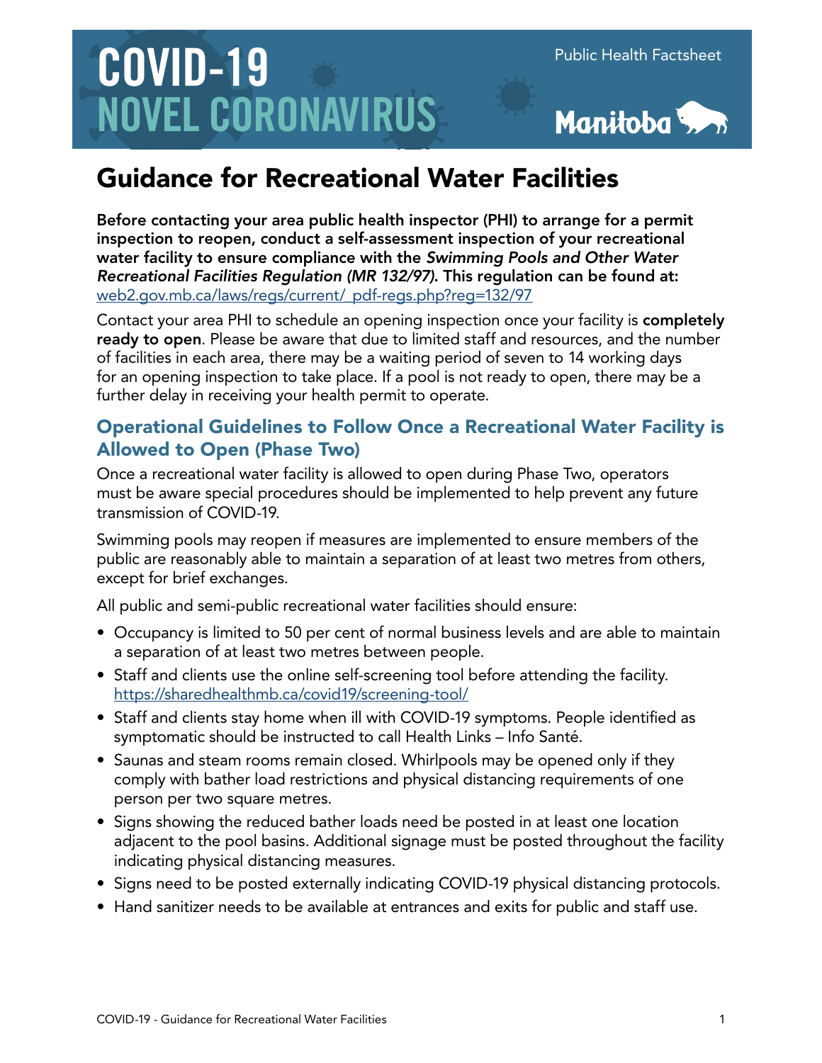# COVID-19 NOVEL CORONAVIRUS

Public Health Factsheet

Manitoba

## Guidance for Recreational Water Facilities

**Before contacting your area public health inspector (PHI) to arrange for a permit inspection to reopen, conduct a self-assessment inspection of your recreational water facility to ensure compliance with the *Swimming Pools and Other Water Recreational Facilities Regulation (MR 132/97)*. This regulation can be found at:** [web2.gov.mb.ca/laws/regs/current/_pdf-regs.php?reg=132/97](web2.gov.mb.ca/laws/regs/current/_pdf-regs.php?reg=132/97)

Contact your area PHI to schedule an opening inspection once your facility is **completely ready to open**. Please be aware that due to limited staff and resources, and the number of facilities in each area, there may be a waiting period of seven to 14 working days for an opening inspection to take place. If a pool is not ready to open, there may be a further delay in receiving your health permit to operate.

### Operational Guidelines to Follow Once a Recreational Water Facility is Allowed to Open (Phase Two)

Once a recreational water facility is allowed to open during Phase Two, operators must be aware special procedures should be implemented to help prevent any future transmission of COVID-19.

Swimming pools may reopen if measures are implemented to ensure members of the public are reasonably able to maintain a separation of at least two metres from others, except for brief exchanges.

All public and semi-public recreational water facilities should ensure:

- Occupancy is limited to 50 per cent of normal business levels and are able to maintain a separation of at least two metres between people.
- Staff and clients use the online self-screening tool before attending the facility. [https://sharedhealthmb.ca/covid19/screening-tool/](https://sharedhealthmb.ca/covid19/screening-tool/)
- Staff and clients stay home when ill with COVID-19 symptoms. People identified as symptomatic should be instructed to call Health Links – Info Santé.
- Saunas and steam rooms remain closed. Whirlpools may be opened only if they comply with bather load restrictions and physical distancing requirements of one person per two square metres.
- Signs showing the reduced bather loads need be posted in at least one location adjacent to the pool basins. Additional signage must be posted throughout the facility indicating physical distancing measures.
- Signs need to be posted externally indicating COVID-19 physical distancing protocols.
- Hand sanitizer needs to be available at entrances and exits for public and staff use.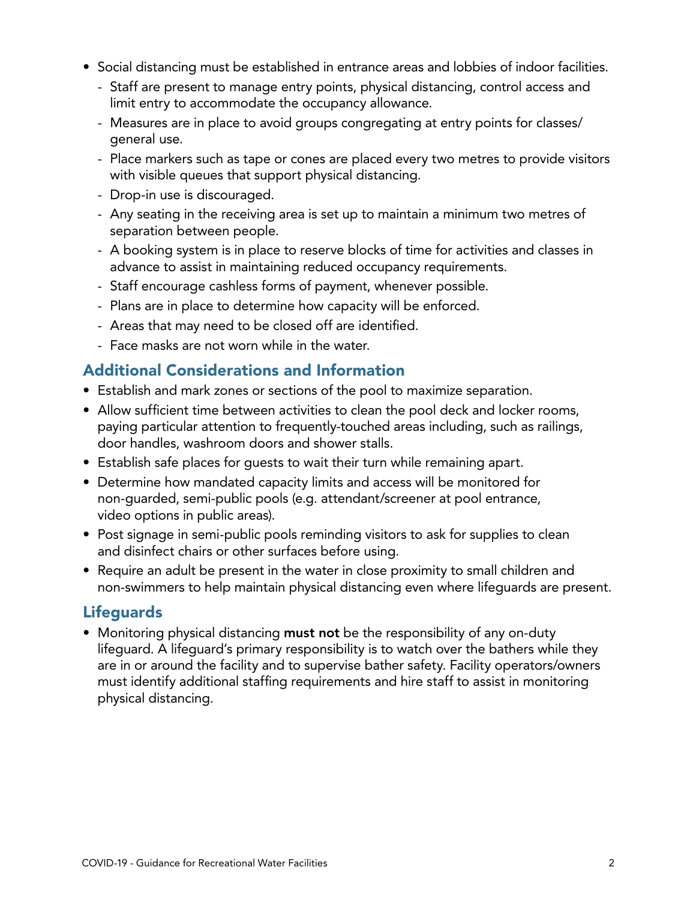- Social distancing must be established in entrance areas and lobbies of indoor facilities.
  - Staff are present to manage entry points, physical distancing, control access and limit entry to accommodate the occupancy allowance.
  - Measures are in place to avoid groups congregating at entry points for classes/ general use.
  - Place markers such as tape or cones are placed every two metres to provide visitors with visible queues that support physical distancing.
  - Drop-in use is discouraged.
  - Any seating in the receiving area is set up to maintain a minimum two metres of separation between people.
  - A booking system is in place to reserve blocks of time for activities and classes in advance to assist in maintaining reduced occupancy requirements.
  - Staff encourage cashless forms of payment, whenever possible.
  - Plans are in place to determine how capacity will be enforced.
  - Areas that may need to be closed off are identified.
  - Face masks are not worn while in the water.

## Additional Considerations and Information

- Establish and mark zones or sections of the pool to maximize separation.
- Allow sufficient time between activities to clean the pool deck and locker rooms, paying particular attention to frequently-touched areas including, such as railings, door handles, washroom doors and shower stalls.
- Establish safe places for guests to wait their turn while remaining apart.
- Determine how mandated capacity limits and access will be monitored for non-guarded, semi-public pools (e.g. attendant/screener at pool entrance, video options in public areas).
- Post signage in semi-public pools reminding visitors to ask for supplies to clean and disinfect chairs or other surfaces before using.
- Require an adult be present in the water in close proximity to small children and non-swimmers to help maintain physical distancing even where lifeguards are present.

## Lifeguards

- Monitoring physical distancing **must not** be the responsibility of any on-duty lifeguard. A lifeguard's primary responsibility is to watch over the bathers while they are in or around the facility and to supervise bather safety. Facility operators/owners must identify additional staffing requirements and hire staff to assist in monitoring physical distancing.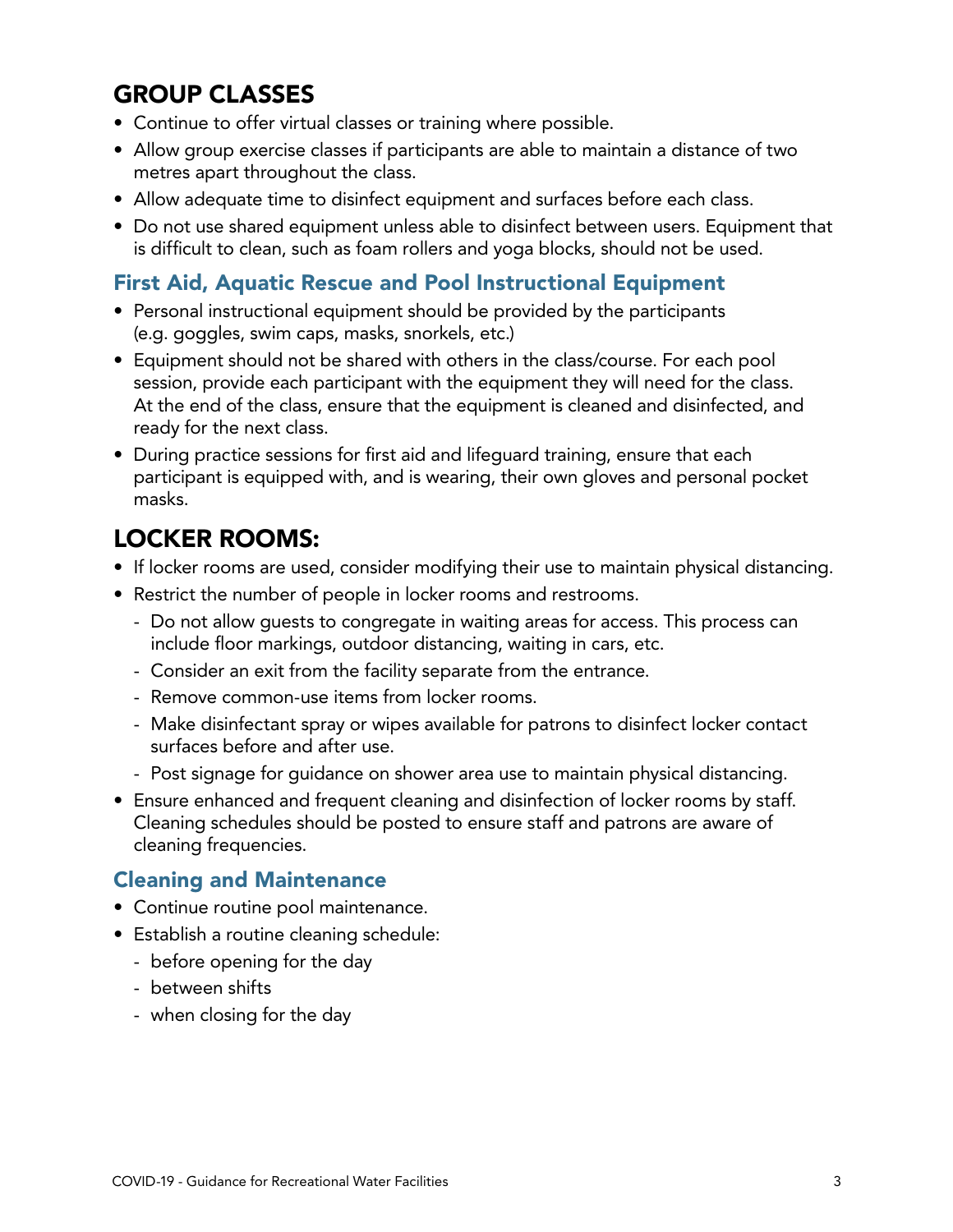## GROUP CLASSES

- Continue to offer virtual classes or training where possible.
- Allow group exercise classes if participants are able to maintain a distance of two metres apart throughout the class.
- Allow adequate time to disinfect equipment and surfaces before each class.
- Do not use shared equipment unless able to disinfect between users. Equipment that is difficult to clean, such as foam rollers and yoga blocks, should not be used.

### First Aid, Aquatic Rescue and Pool Instructional Equipment

- Personal instructional equipment should be provided by the participants (e.g. goggles, swim caps, masks, snorkels, etc.)
- Equipment should not be shared with others in the class/course. For each pool session, provide each participant with the equipment they will need for the class. At the end of the class, ensure that the equipment is cleaned and disinfected, and ready for the next class.
- During practice sessions for first aid and lifeguard training, ensure that each participant is equipped with, and is wearing, their own gloves and personal pocket masks.

## LOCKER ROOMS:

- If locker rooms are used, consider modifying their use to maintain physical distancing.
- Restrict the number of people in locker rooms and restrooms.
  - Do not allow guests to congregate in waiting areas for access. This process can include floor markings, outdoor distancing, waiting in cars, etc.
  - Consider an exit from the facility separate from the entrance.
  - Remove common-use items from locker rooms.
  - Make disinfectant spray or wipes available for patrons to disinfect locker contact surfaces before and after use.
  - Post signage for guidance on shower area use to maintain physical distancing.
- Ensure enhanced and frequent cleaning and disinfection of locker rooms by staff. Cleaning schedules should be posted to ensure staff and patrons are aware of cleaning frequencies.

### Cleaning and Maintenance

- Continue routine pool maintenance.
- Establish a routine cleaning schedule:
  - before opening for the day
  - between shifts
  - when closing for the day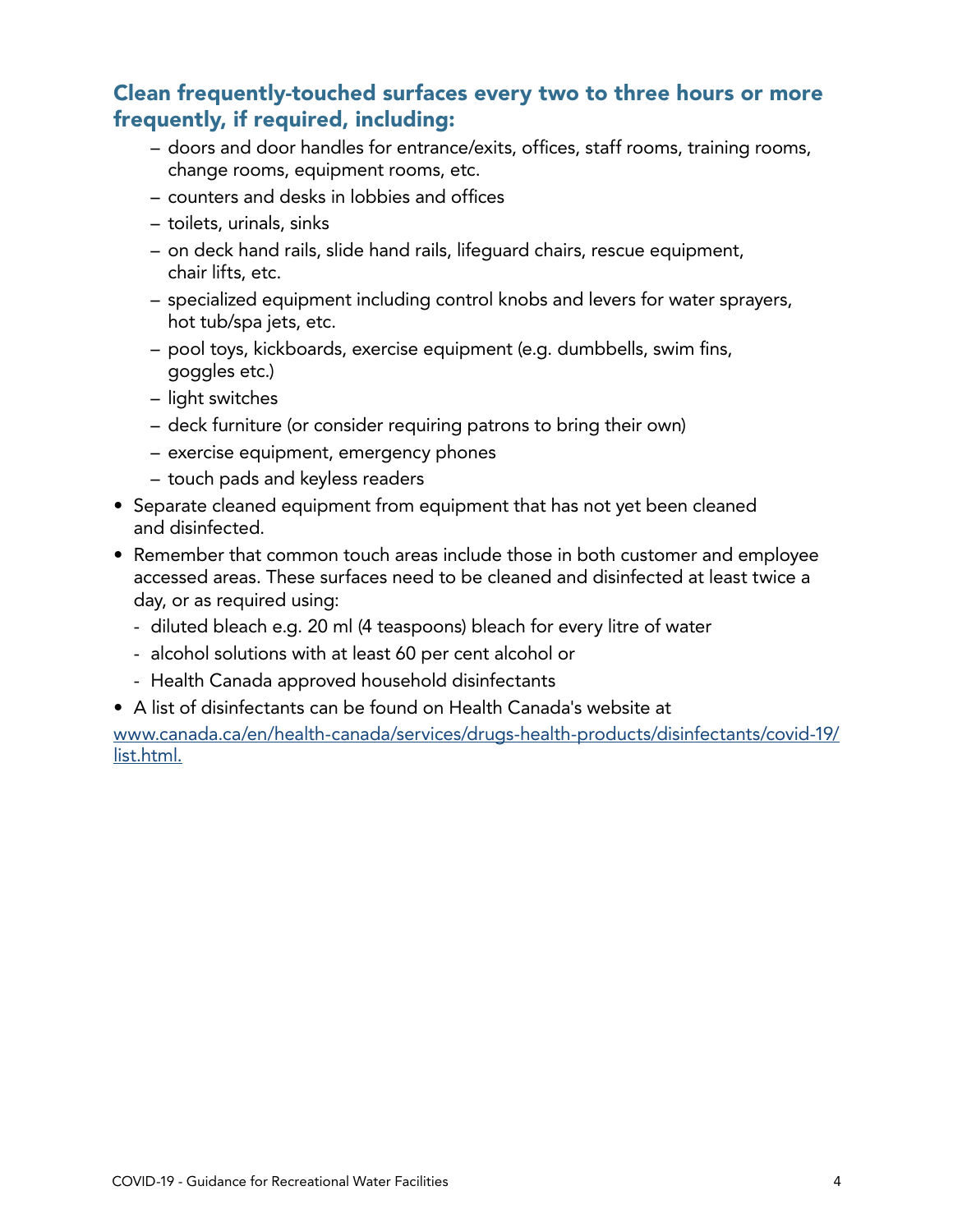## Clean frequently-touched surfaces every two to three hours or more frequently, if required, including:

- doors and door handles for entrance/exits, offices, staff rooms, training rooms, change rooms, equipment rooms, etc.
- counters and desks in lobbies and offices
- toilets, urinals, sinks
- on deck hand rails, slide hand rails, lifeguard chairs, rescue equipment, chair lifts, etc.
- specialized equipment including control knobs and levers for water sprayers, hot tub/spa jets, etc.
- pool toys, kickboards, exercise equipment (e.g. dumbbells, swim fins, goggles etc.)
- light switches
- deck furniture (or consider requiring patrons to bring their own)
- exercise equipment, emergency phones
- touch pads and keyless readers

- Separate cleaned equipment from equipment that has not yet been cleaned and disinfected.
- Remember that common touch areas include those in both customer and employee accessed areas. These surfaces need to be cleaned and disinfected at least twice a day, or as required using:
  - diluted bleach e.g. 20 ml (4 teaspoons) bleach for every litre of water
  - alcohol solutions with at least 60 per cent alcohol or
  - Health Canada approved household disinfectants
- A list of disinfectants can be found on Health Canada's website at

[www.canada.ca/en/health-canada/services/drugs-health-products/disinfectants/covid-19/list.html.](www.canada.ca/en/health-canada/services/drugs-health-products/disinfectants/covid-19/list.html)